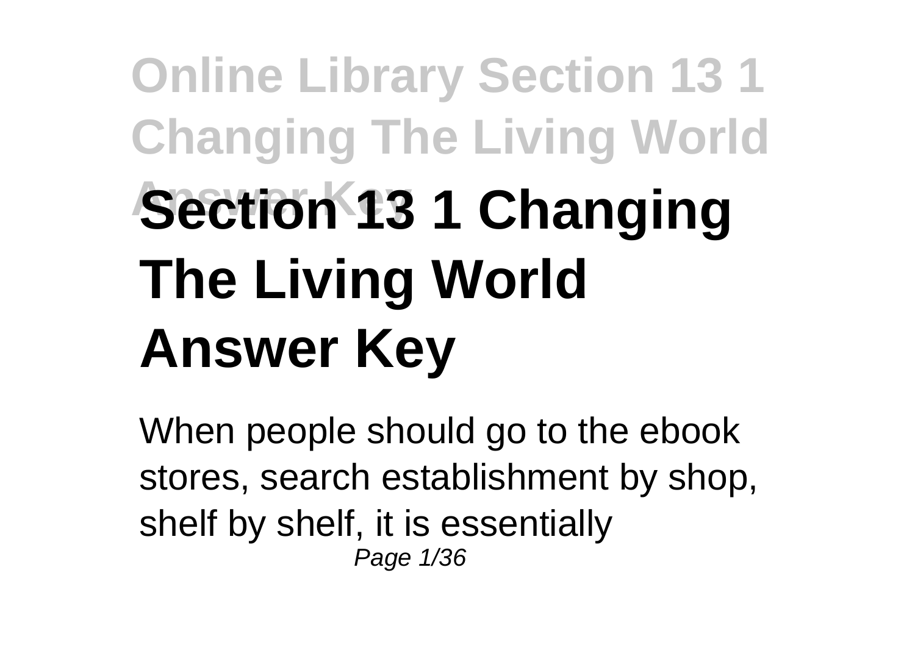# Section 13 1 Changing The Living World Answer Key

When people should go to the ebook stores, search establishment by shop, shelf by shelf, it is essentially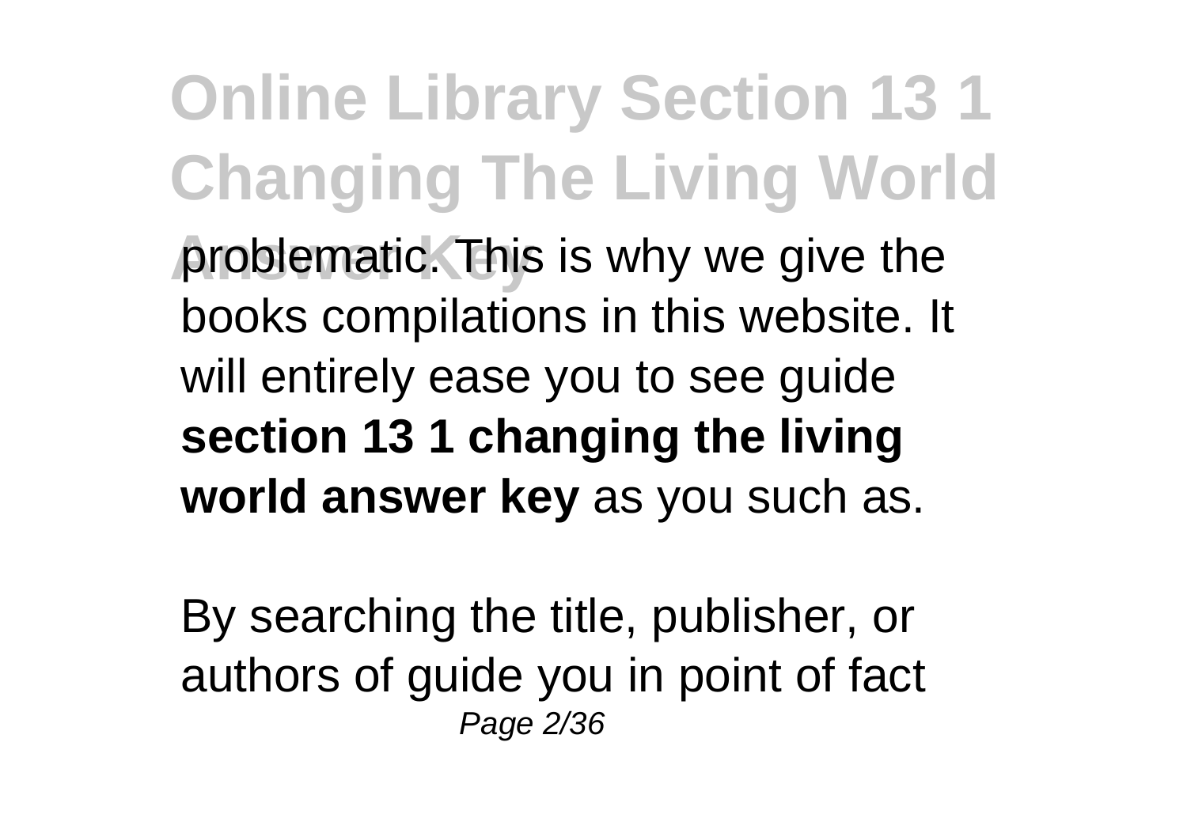problematic. This is why we give the books compilations in this website. It will entirely ease you to see guide **section 13 1 changing the living world answer key** as you such as.

By searching the title, publisher, or authors of guide you in point of fact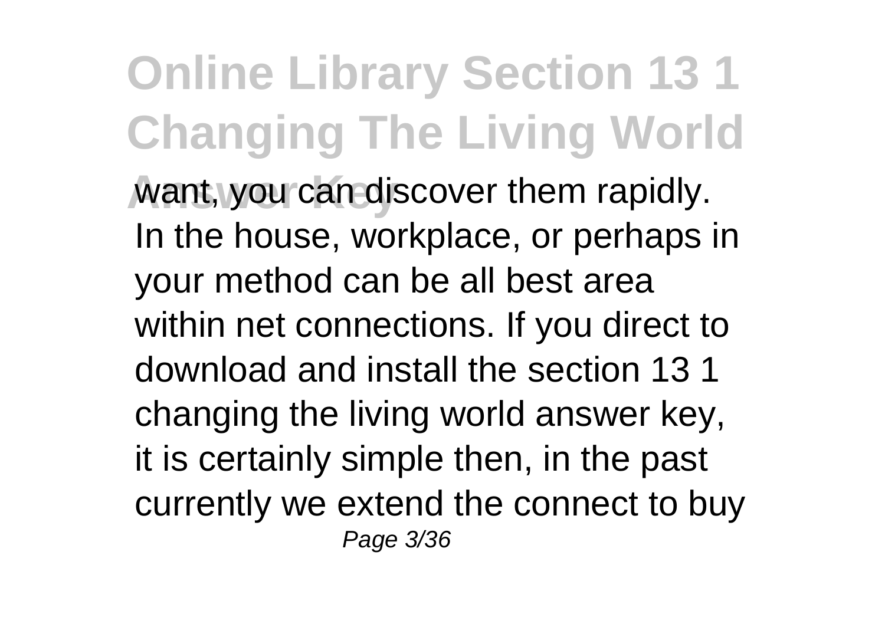want, you can discover them rapidly. In the house, workplace, or perhaps in your method can be all best area within net connections. If you direct to download and install the section 13 1 changing the living world answer key, it is certainly simple then, in the past currently we extend the connect to buy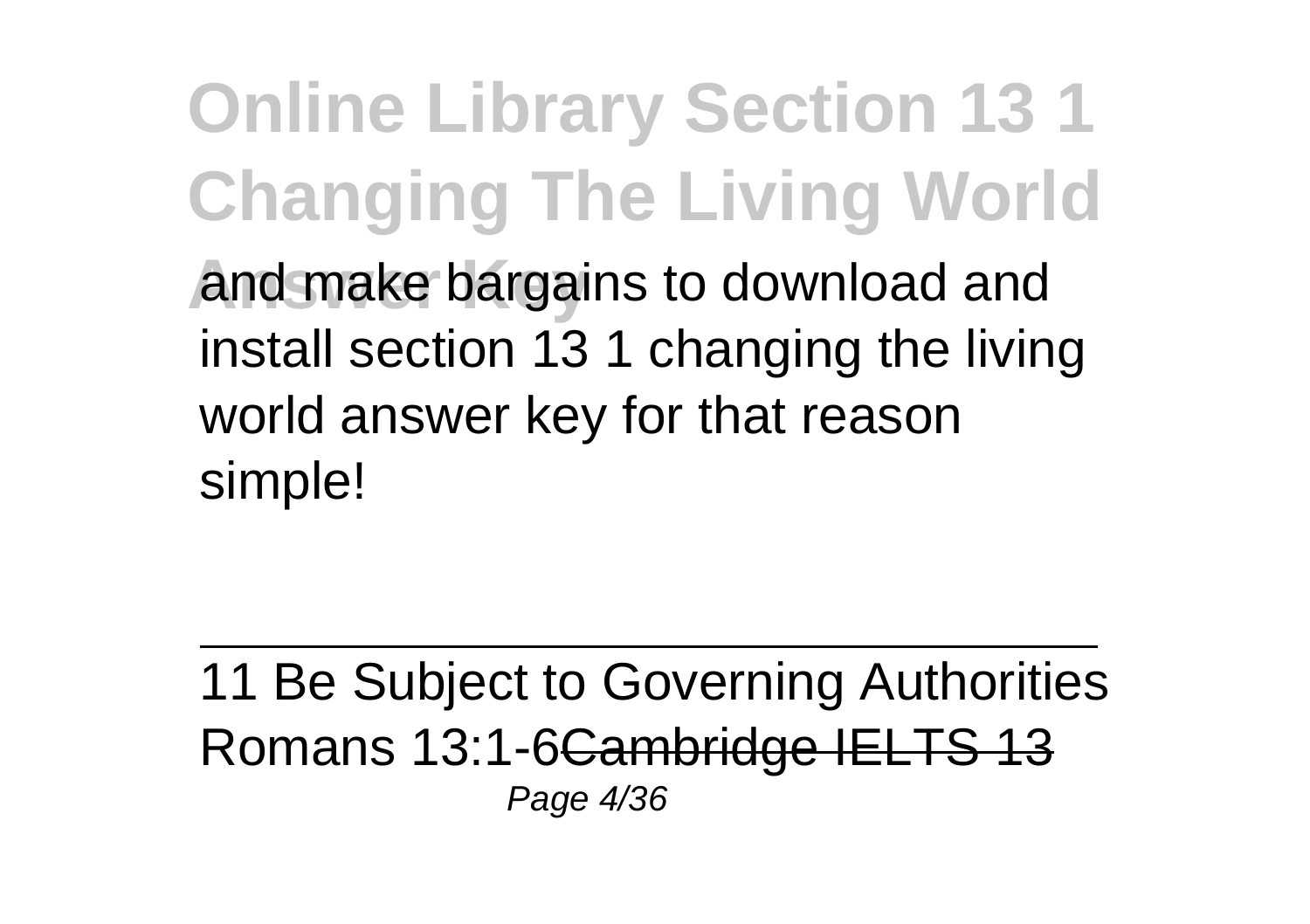and make bargains to download and install section 13 1 changing the living world answer key for that reason simple!

---

11 Be Subject to Governing Authorities Romans 13:1-6~~Cambridge IELTS 13~~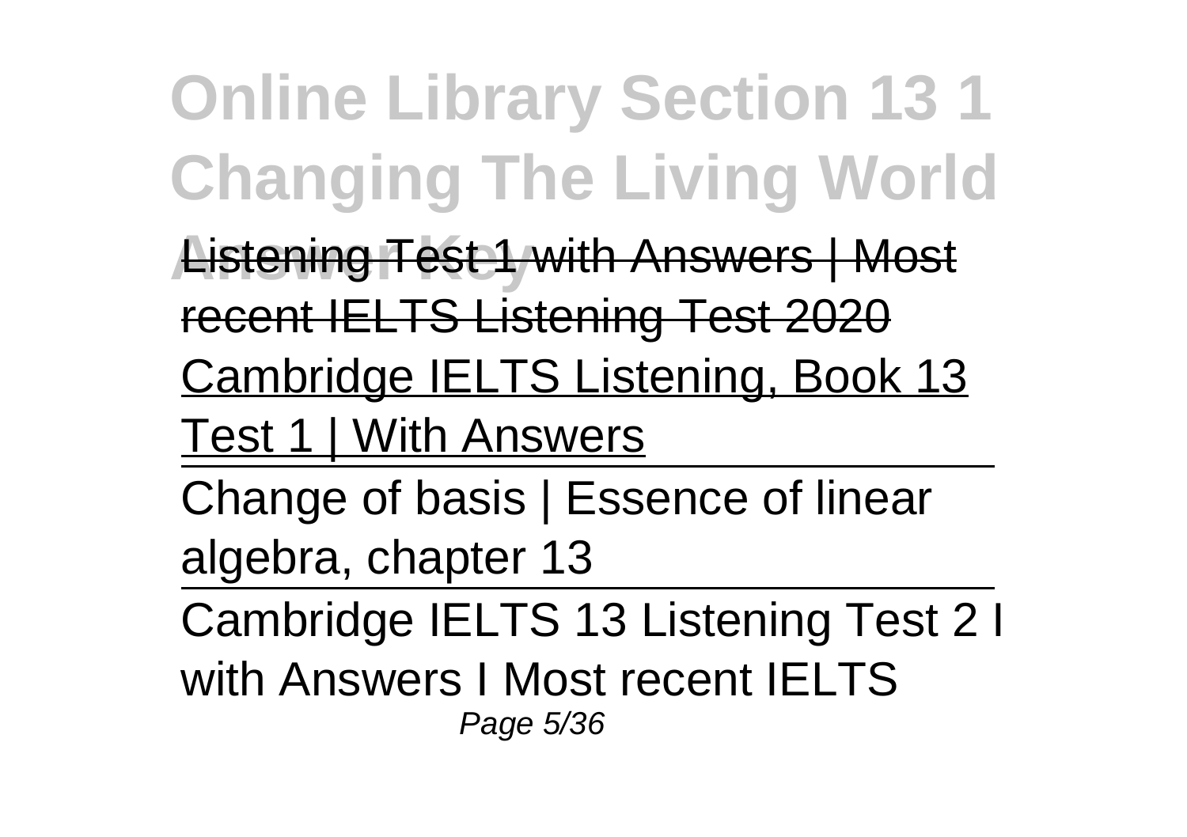Listening Test 1 with Answers | Most recent IELTS Listening Test 2020

Cambridge IELTS Listening, Book 13 Test 1 | With Answers

Change of basis | Essence of linear algebra, chapter 13

Cambridge IELTS 13 Listening Test 2 I with Answers I Most recent IELTS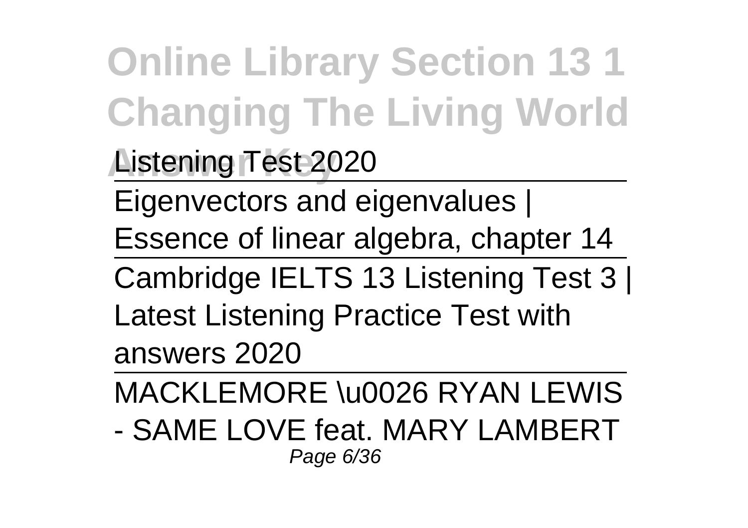Listening Test 2020

Eigenvectors and eigenvalues | Essence of linear algebra, chapter 14

Cambridge IELTS 13 Listening Test 3 | Latest Listening Practice Test with answers 2020

MACKLEMORE \u0026 RYAN LEWIS - SAME LOVE feat. MARY LAMBERT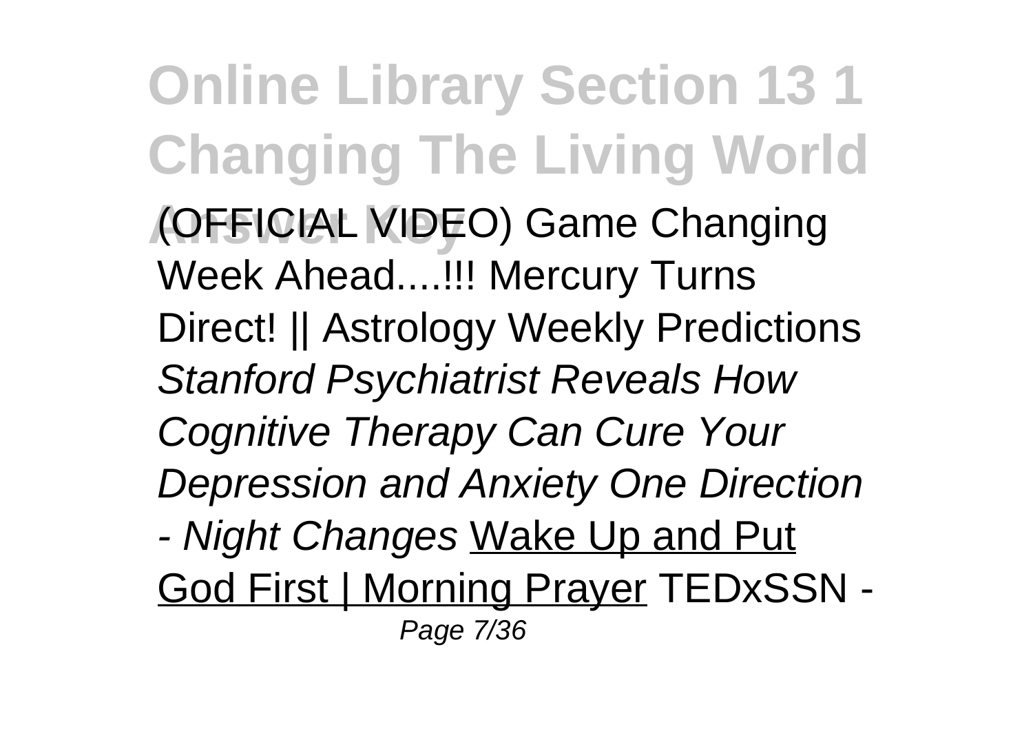(OFFICIAL VIDEO) Game Changing Week Ahead....!!! Mercury Turns Direct! || Astrology Weekly Predictions *Stanford Psychiatrist Reveals How Cognitive Therapy Can Cure Your Depression and Anxiety One Direction - Night Changes* Wake Up and Put God First | Morning Prayer TEDxSSN -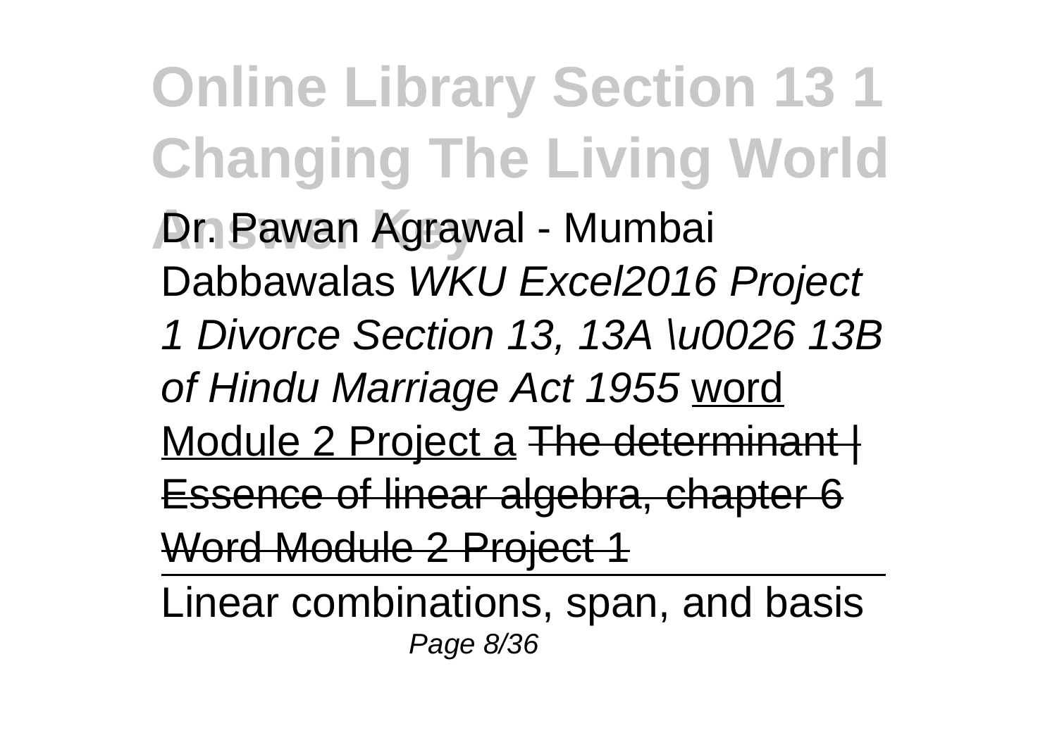Dr. Pawan Agrawal - Mumbai Dabbawalas *WKU Excel2016 Project 1 Divorce Section 13, 13A \u0026 13B of Hindu Marriage Act 1955* word Module 2 Project a ~~The determinant | Essence of linear algebra, chapter 6~~ ~~Word Module 2 Project 1~~

Linear combinations, span, and basis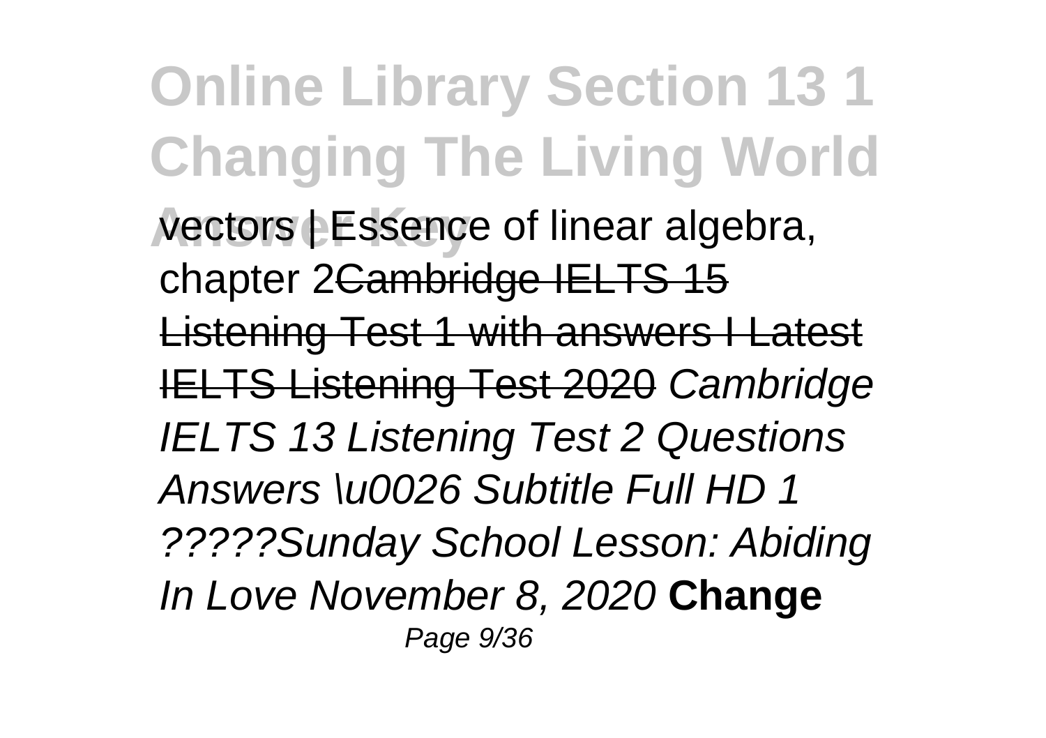vectors | Essence of linear algebra, chapter 2~~Cambridge IELTS 15 Listening Test 1 with answers I Latest IELTS Listening Test 2020~~ *Cambridge IELTS 13 Listening Test 2 Questions Answers \u0026 Subtitle Full HD 1 ?????Sunday School Lesson: Abiding In Love November 8, 2020* **Change**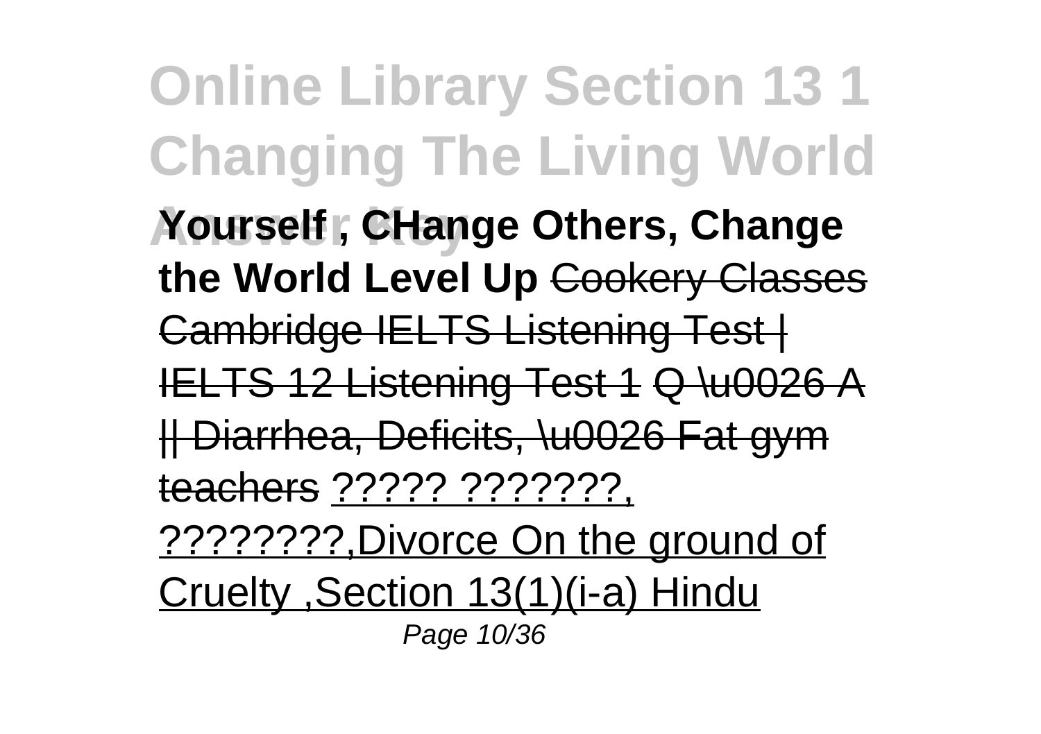**Yourself , CHange Others, Change the World Level Up** ~~Cookery Classes Cambridge IELTS Listening Test | IELTS 12 Listening Test 1 Q \u0026 A || Diarrhea, Deficits, \u0026 Fat gym teachers~~ ????? ???????, ????????,Divorce On the ground of Cruelty ,Section 13(1)(i-a) Hindu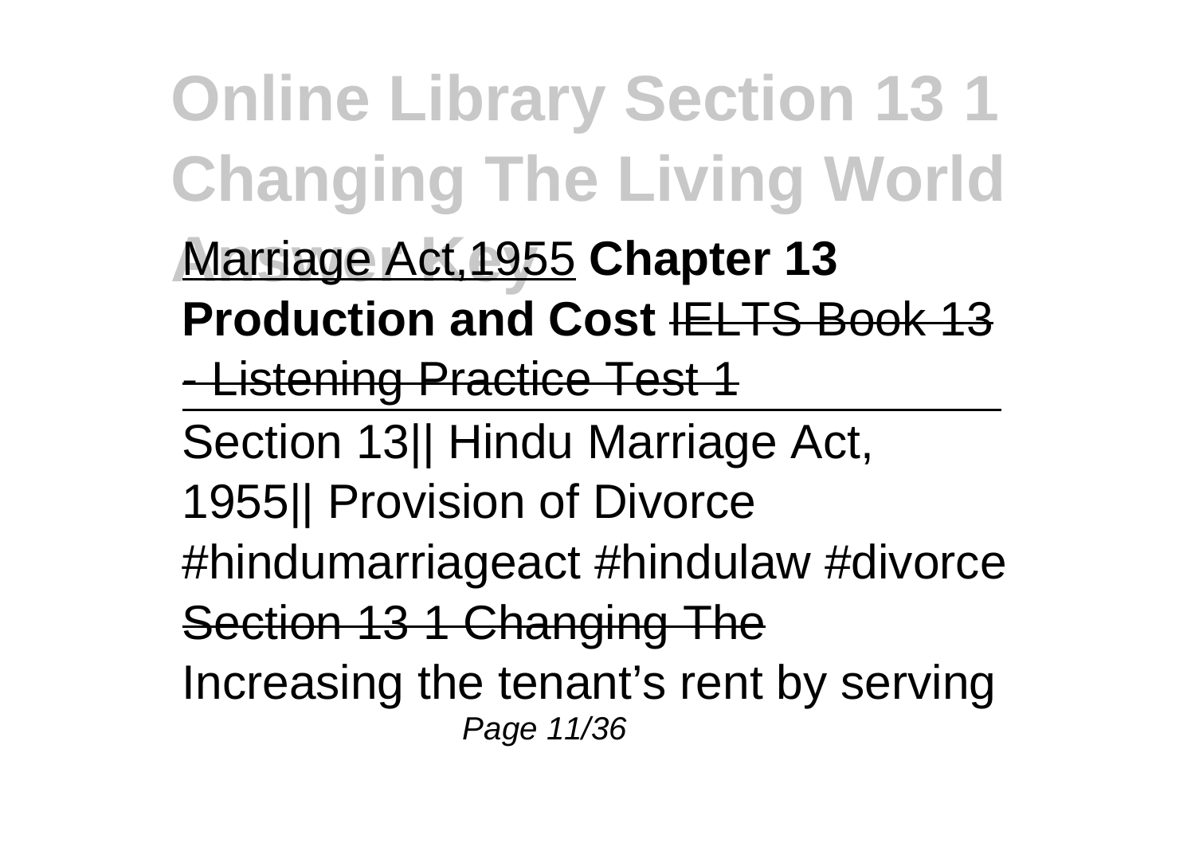Marriage Act,1955 **Chapter 13 Production and Cost** ~~IELTS Book 13 - Listening Practice Test 1~~

---

Section 13|| Hindu Marriage Act, 1955|| Provision of Divorce #hindumarriageact #hindulaw #divorce

~~Section 13 1 Changing The~~

Increasing the tenant's rent by serving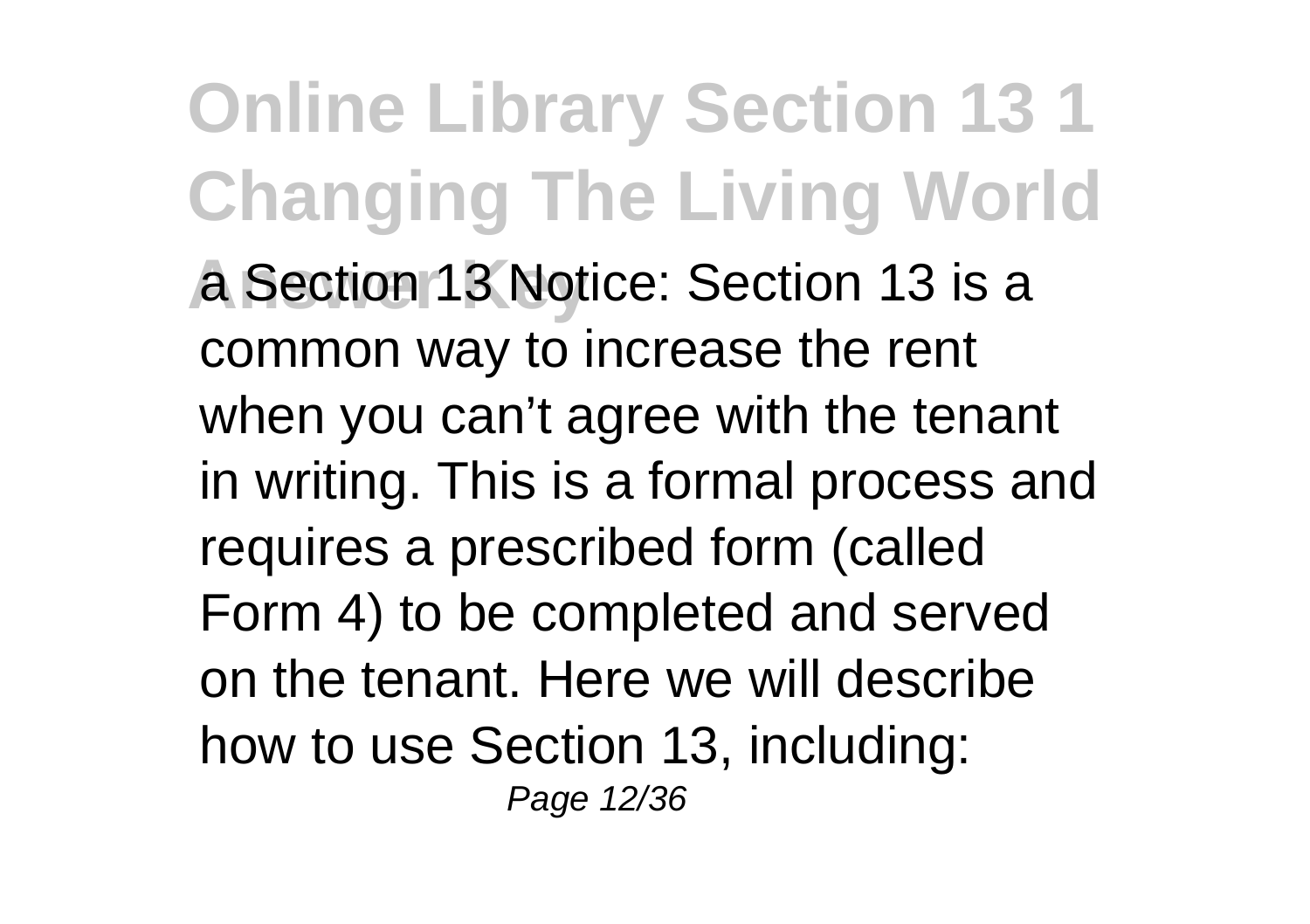a Section 13 Notice: Section 13 is a common way to increase the rent when you can't agree with the tenant in writing. This is a formal process and requires a prescribed form (called Form 4) to be completed and served on the tenant. Here we will describe how to use Section 13, including: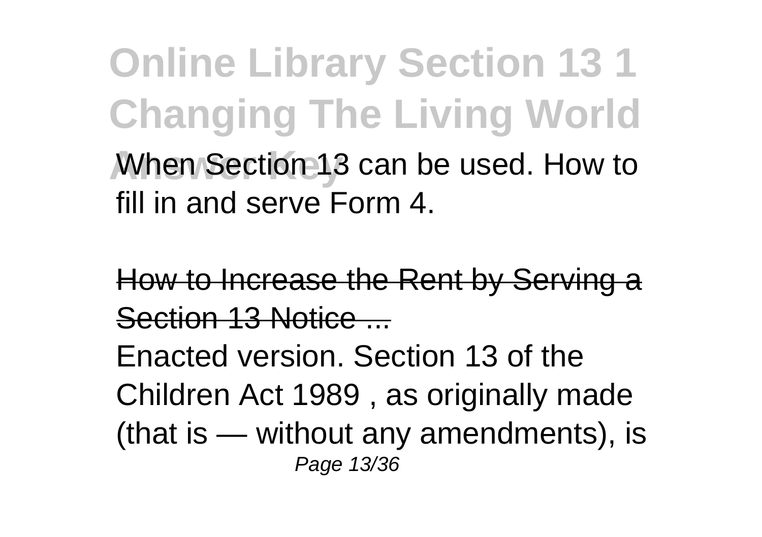When Section 13 can be used. How to fill in and serve Form 4.

How to Increase the Rent by Serving a Section 13 Notice ...

Enacted version. Section 13 of the Children Act 1989 , as originally made (that is — without any amendments), is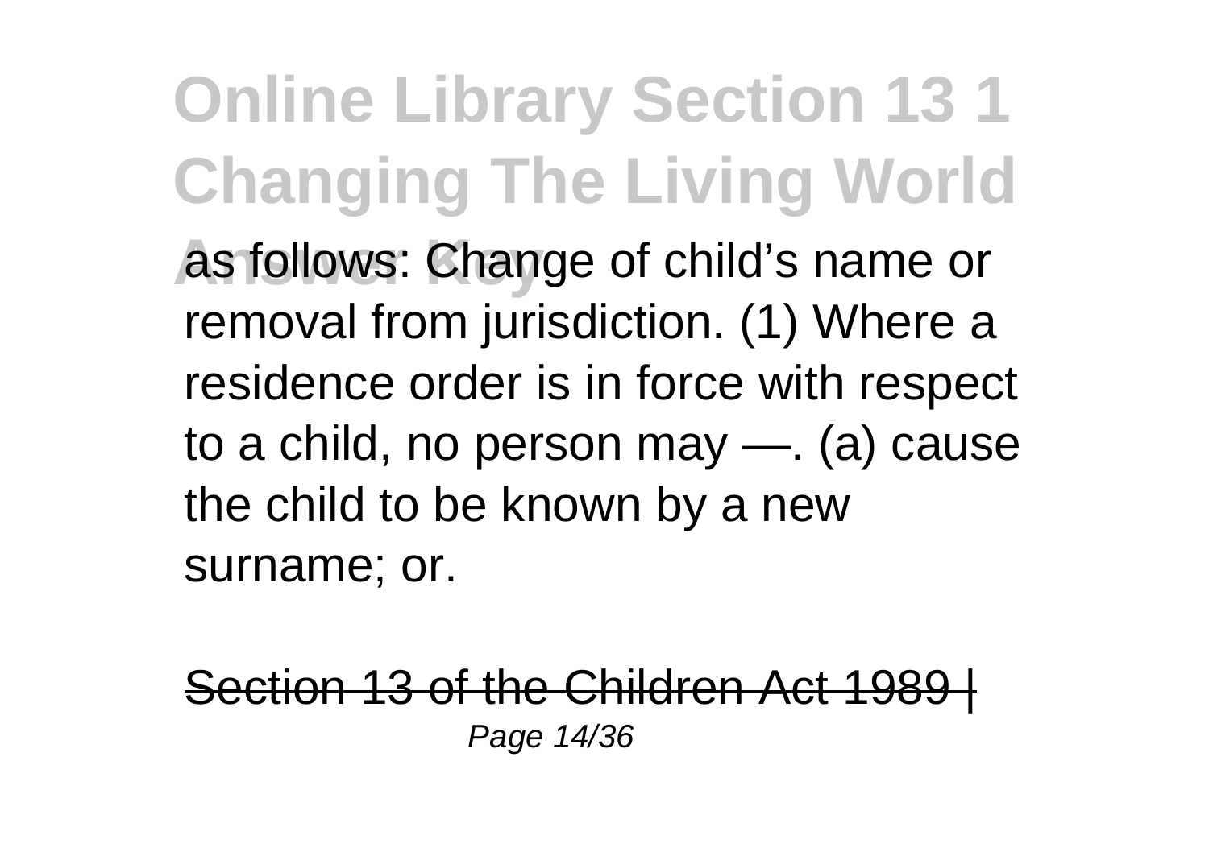as follows: Change of child's name or removal from jurisdiction. (1) Where a residence order is in force with respect to a child, no person may —. (a) cause the child to be known by a new surname; or.

Section 13 of the Children Act 1989 |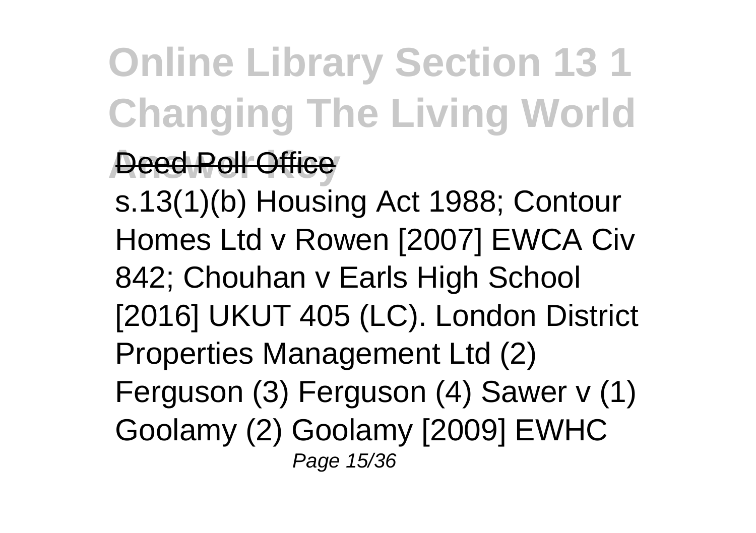Deed Poll Office

s.13(1)(b) Housing Act 1988; Contour Homes Ltd v Rowen [2007] EWCA Civ 842; Chouhan v Earls High School [2016] UKUT 405 (LC). London District Properties Management Ltd (2) Ferguson (3) Ferguson (4) Sawer v (1) Goolamy (2) Goolamy [2009] EWHC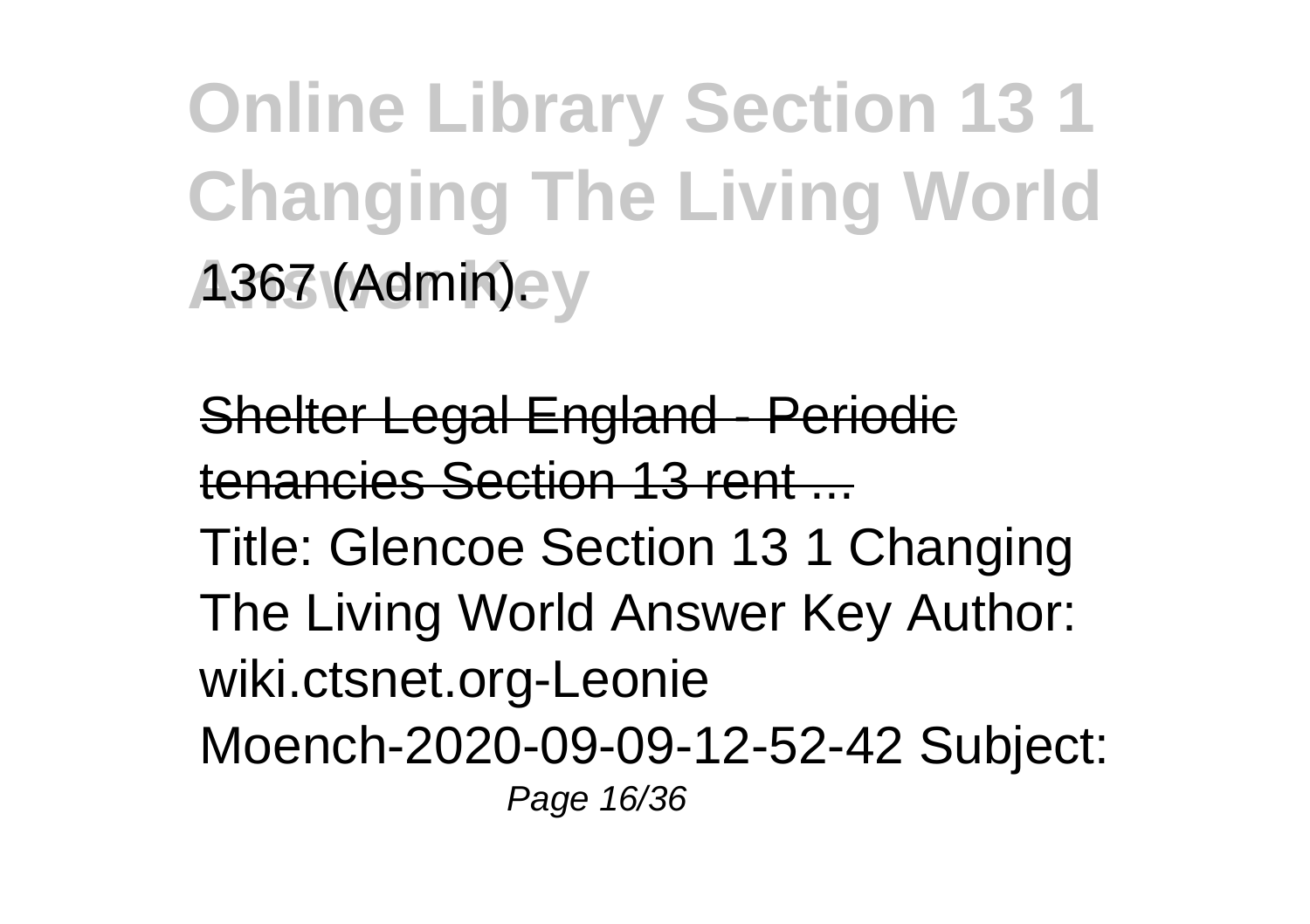1367 (Admin).

Shelter Legal England - Periodic tenancies Section 13 rent ...

Title: Glencoe Section 13 1 Changing The Living World Answer Key Author: wiki.ctsnet.org-Leonie Moench-2020-09-09-12-52-42 Subject: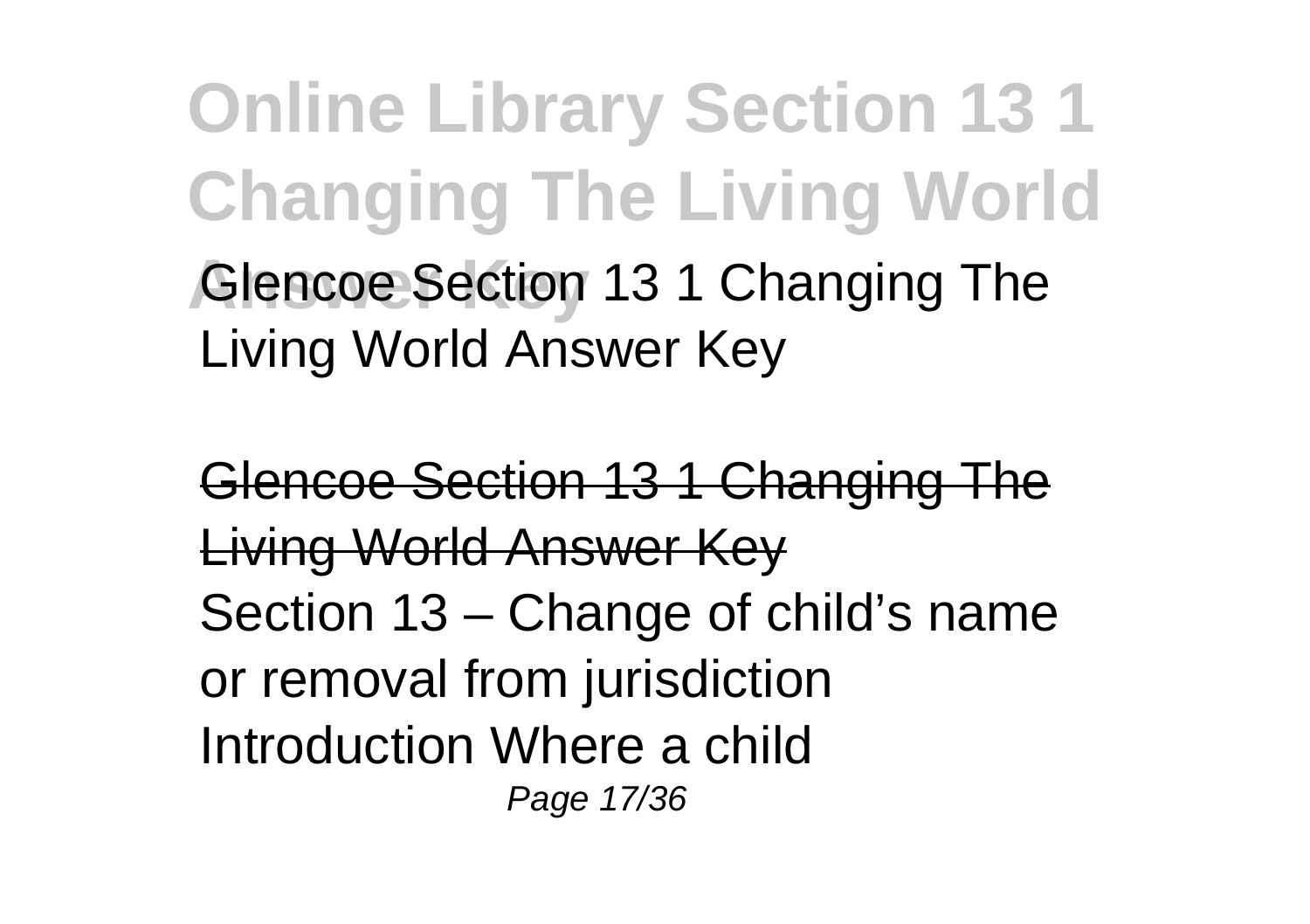Glencoe Section 13 1 Changing The Living World Answer Key

Glencoe Section 13 1 Changing The Living World Answer Key

Section 13 – Change of child's name or removal from jurisdiction Introduction Where a child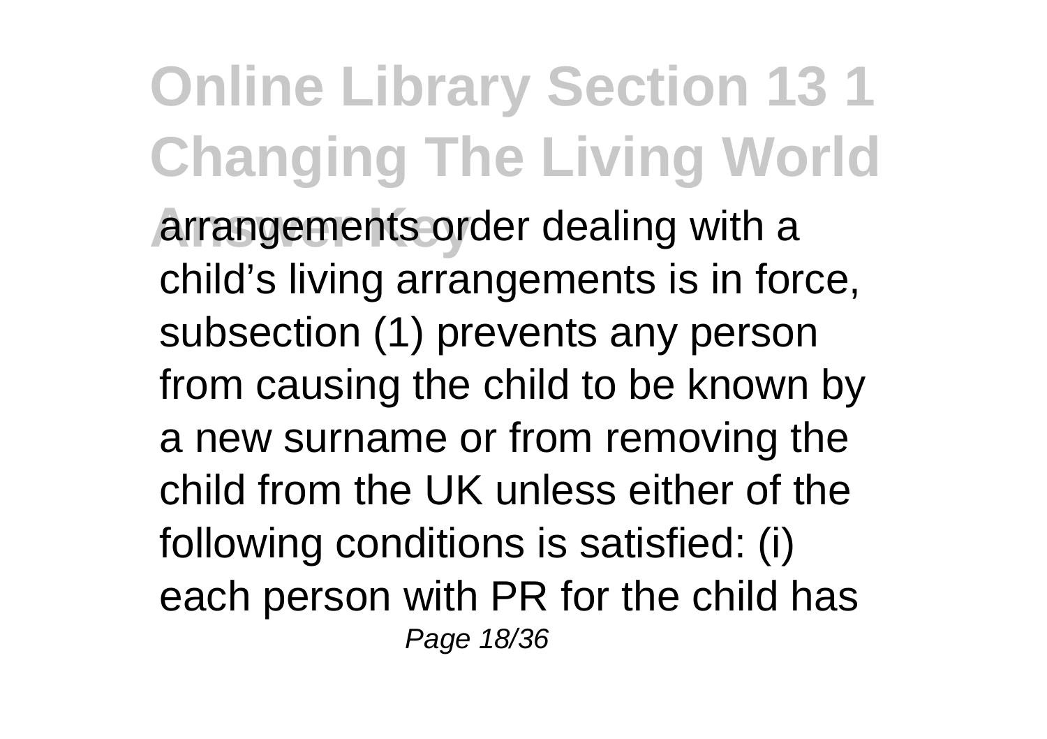arrangements order dealing with a child's living arrangements is in force, subsection (1) prevents any person from causing the child to be known by a new surname or from removing the child from the UK unless either of the following conditions is satisfied: (i) each person with PR for the child has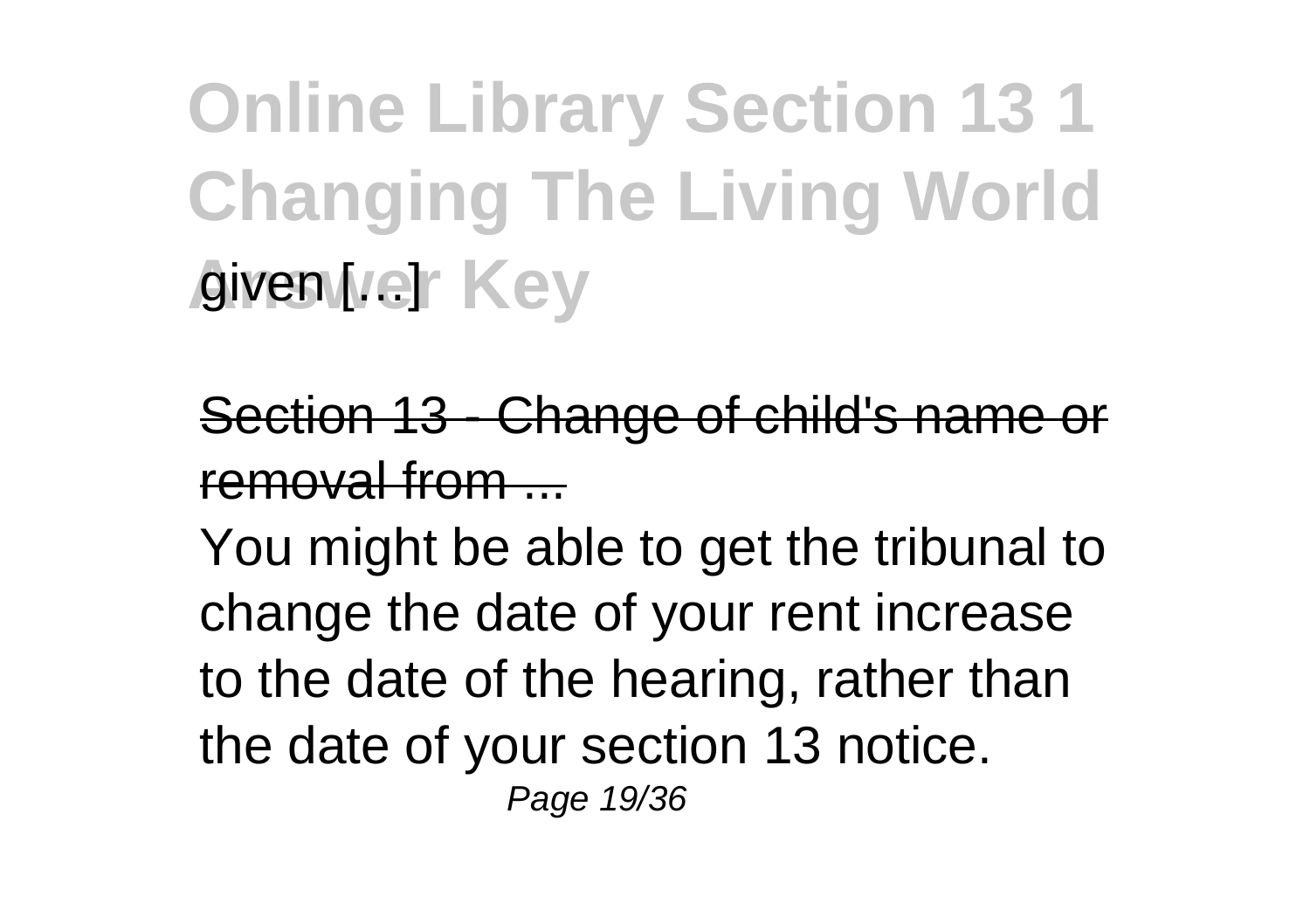given [...]

Section 13 - Change of child's name or removal from ...

You might be able to get the tribunal to change the date of your rent increase to the date of the hearing, rather than the date of your section 13 notice.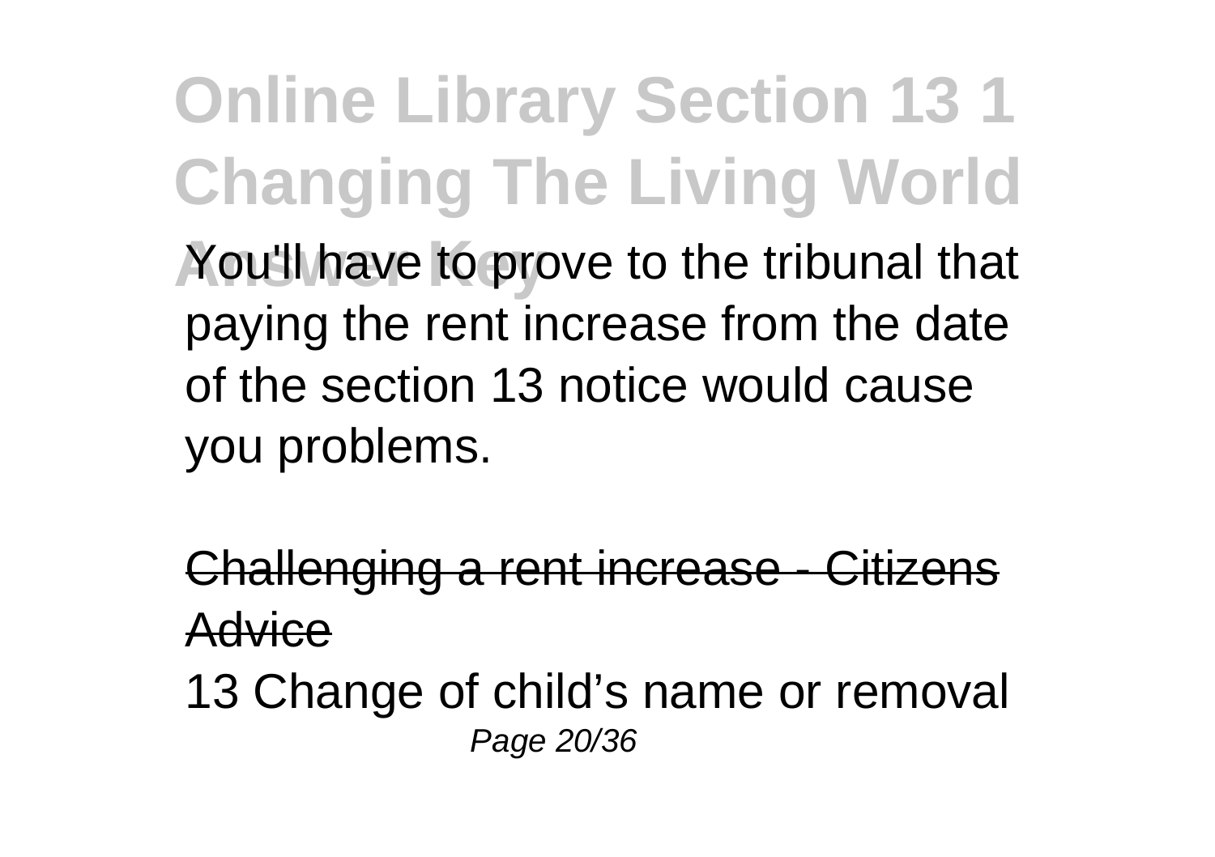You'll have to prove to the tribunal that paying the rent increase from the date of the section 13 notice would cause you problems.

Challenging a rent increase - Citizens Advice

13 Change of child's name or removal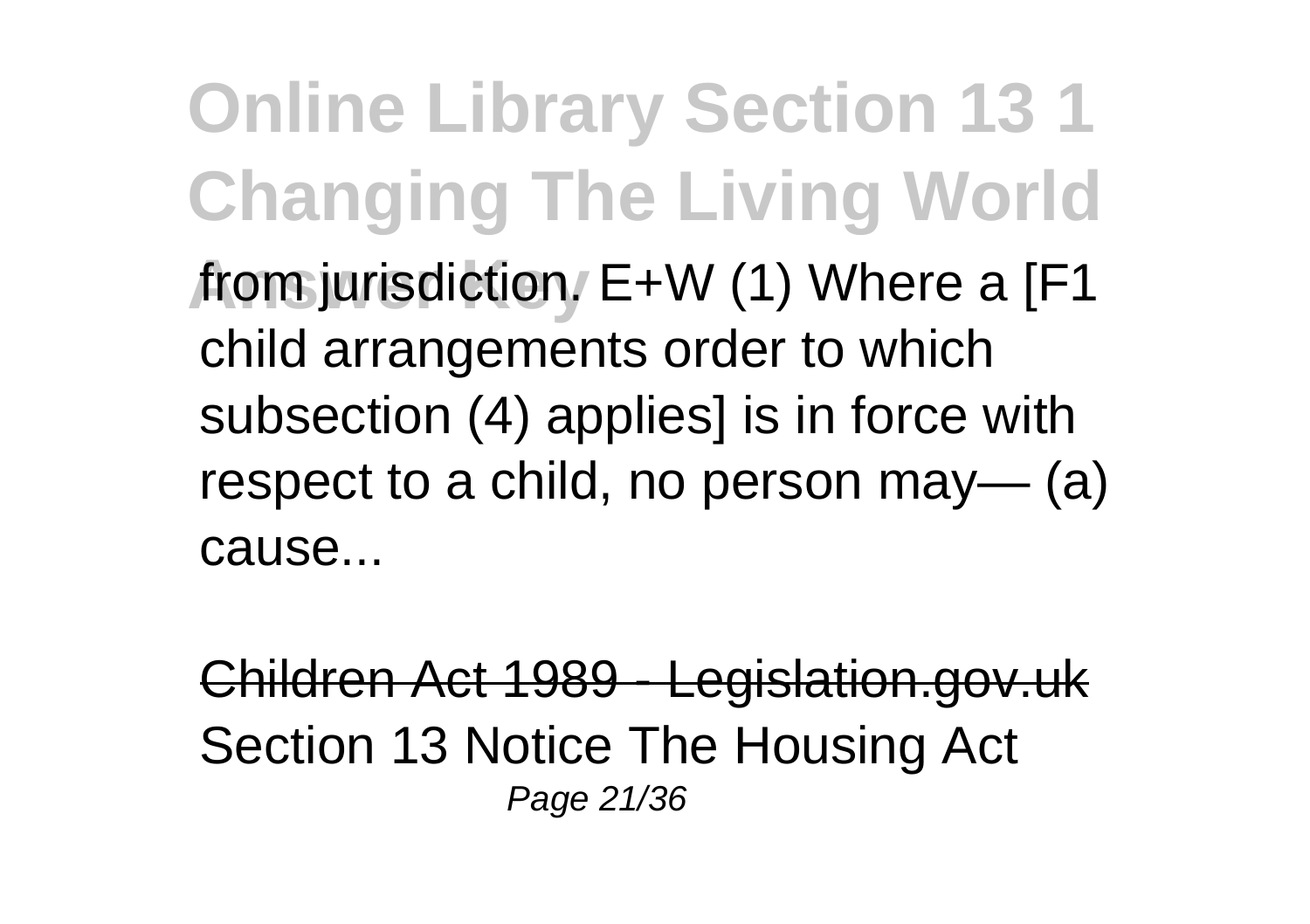from jurisdiction. E+W (1) Where a [F1 child arrangements order to which subsection (4) applies] is in force with respect to a child, no person may— (a) cause...

Children Act 1989 - Legislation.gov.uk
Section 13 Notice The Housing Act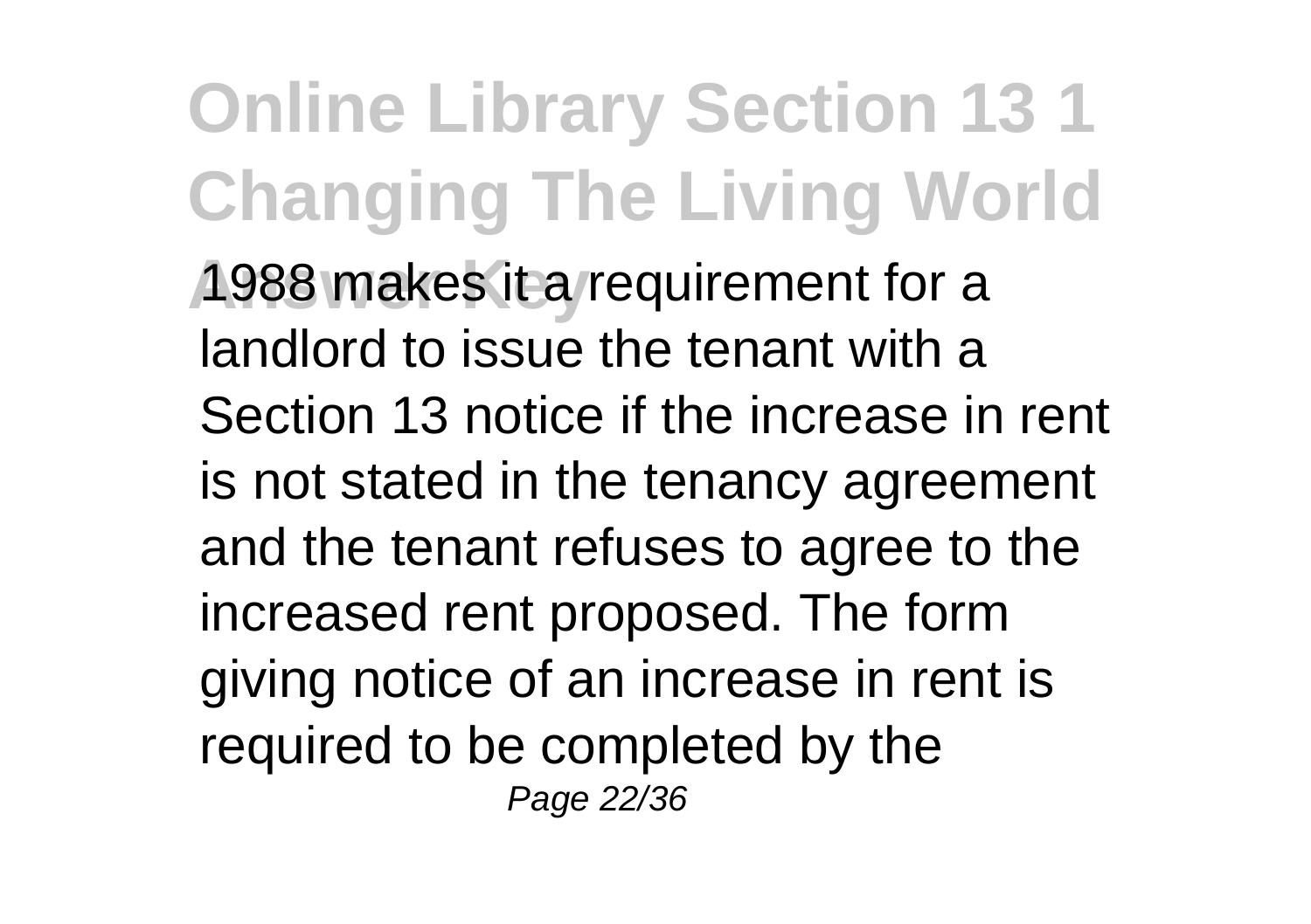1988 makes it a requirement for a landlord to issue the tenant with a Section 13 notice if the increase in rent is not stated in the tenancy agreement and the tenant refuses to agree to the increased rent proposed. The form giving notice of an increase in rent is required to be completed by the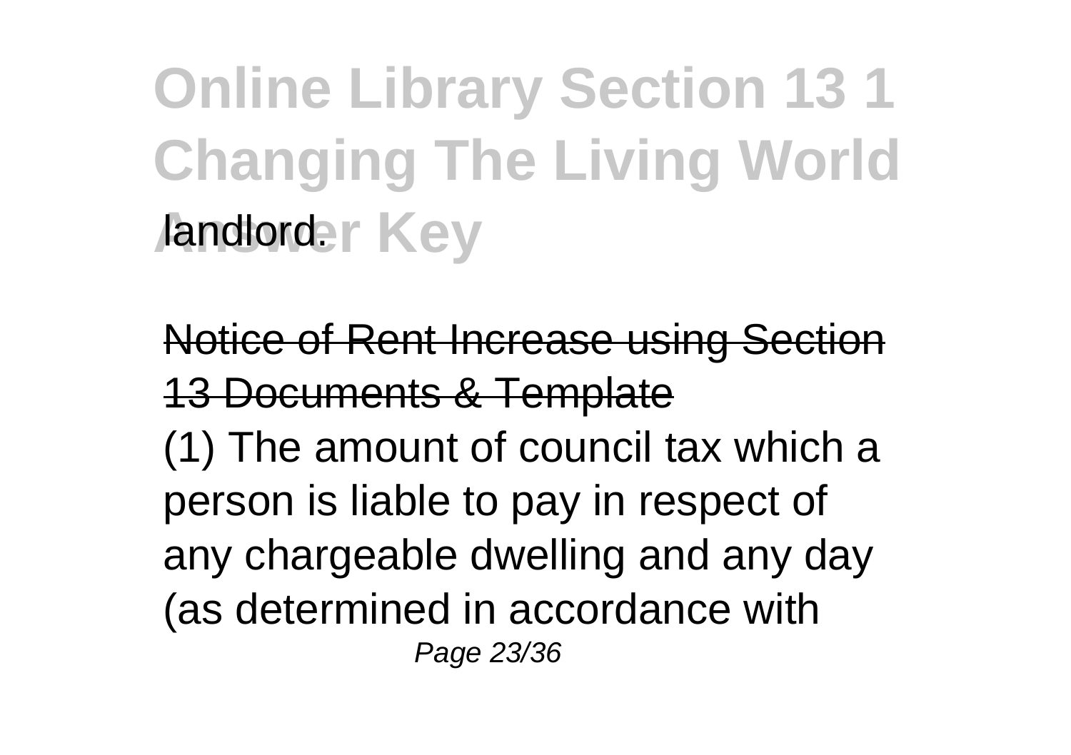landlord.

Notice of Rent Increase using Section 13 Documents & Template

(1) The amount of council tax which a person is liable to pay in respect of any chargeable dwelling and any day (as determined in accordance with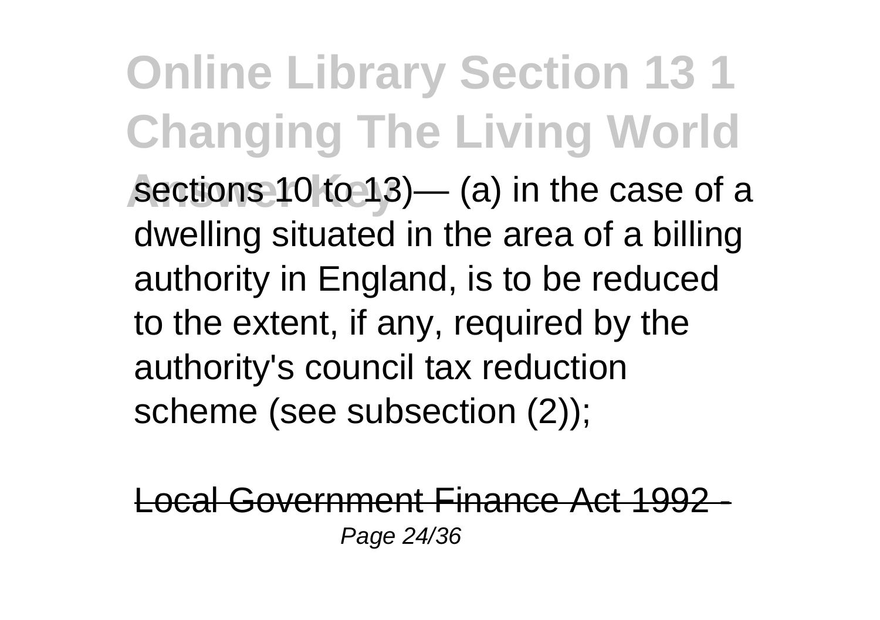sections 10 to 13)— (a) in the case of a dwelling situated in the area of a billing authority in England, is to be reduced to the extent, if any, required by the authority's council tax reduction scheme (see subsection (2));

Local Government Finance Act 1992 -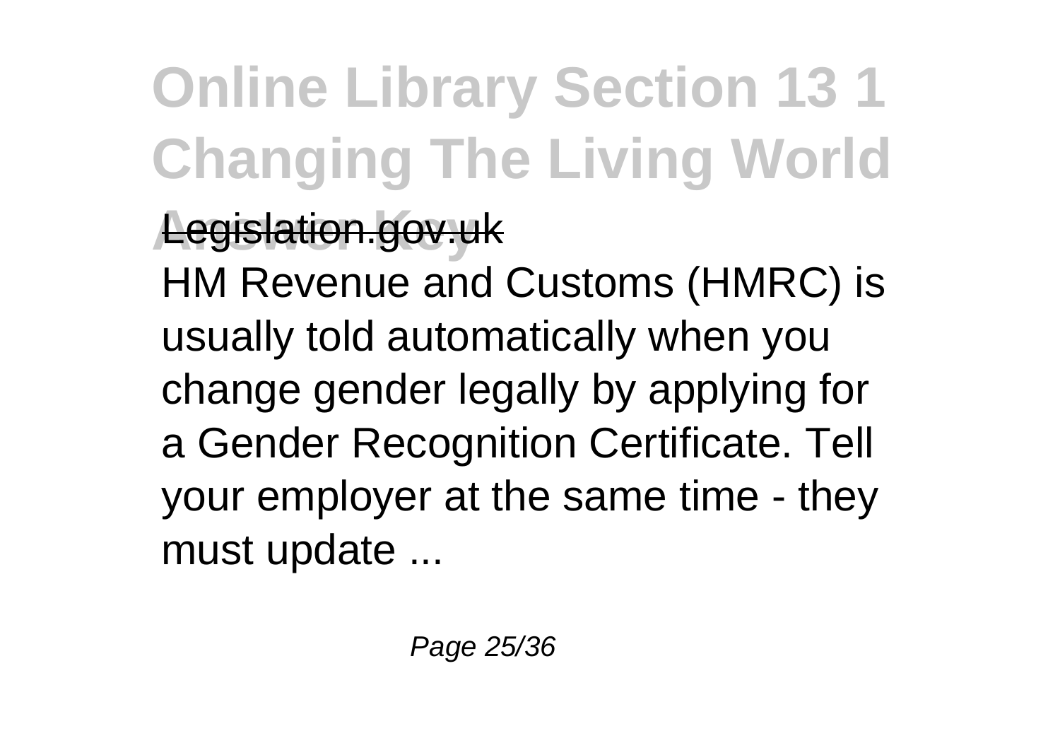**Legislation.gov.uk**

HM Revenue and Customs (HMRC) is usually told automatically when you change gender legally by applying for a Gender Recognition Certificate. Tell your employer at the same time - they must update ...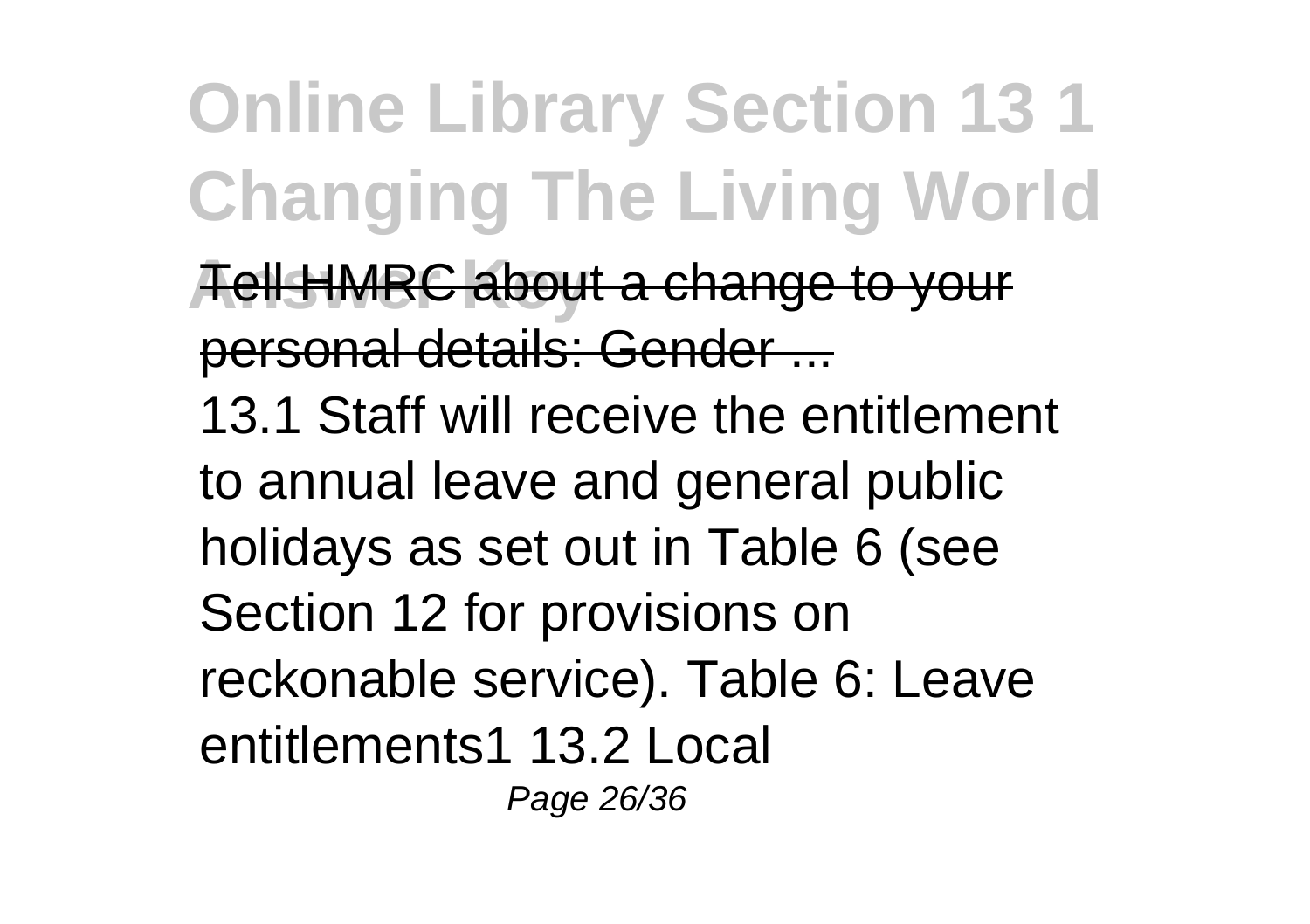Tell HMRC about a change to your personal details: Gender ...

13.1 Staff will receive the entitlement to annual leave and general public holidays as set out in Table 6 (see Section 12 for provisions on reckonable service). Table 6: Leave entitlements1 13.2 Local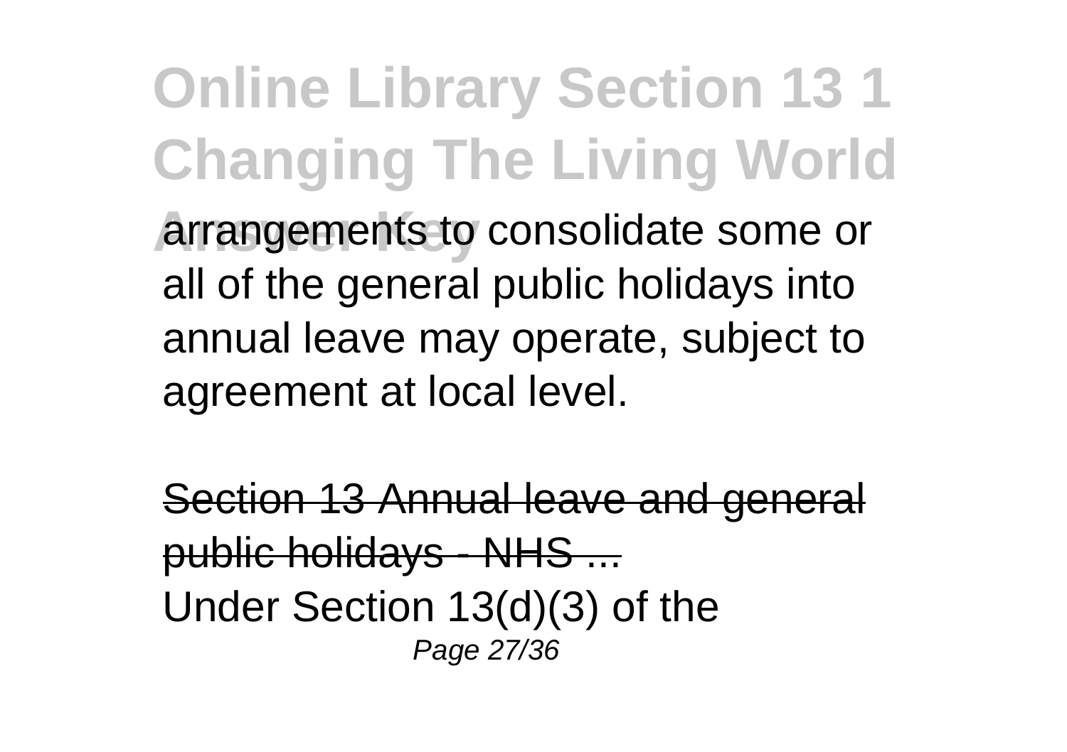arrangements to consolidate some or all of the general public holidays into annual leave may operate, subject to agreement at local level.

Section 13 Annual leave and general public holidays - NHS ...

Under Section 13(d)(3) of the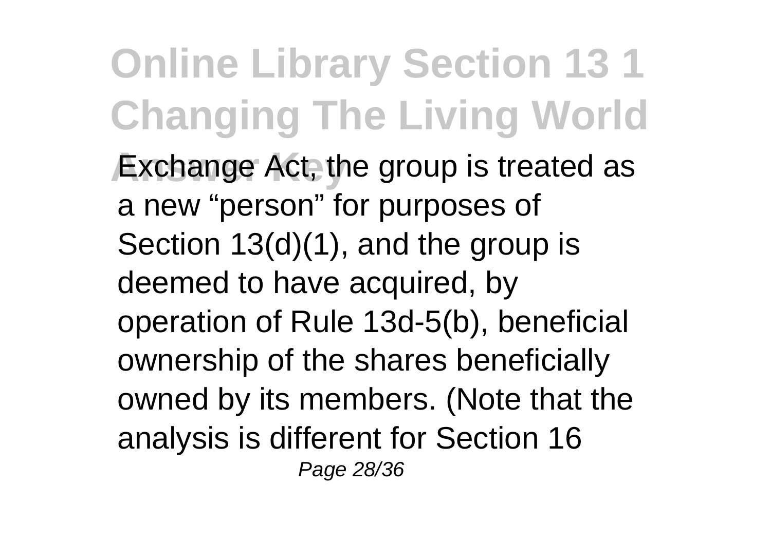Exchange Act, the group is treated as a new "person" for purposes of Section 13(d)(1), and the group is deemed to have acquired, by operation of Rule 13d-5(b), beneficial ownership of the shares beneficially owned by its members. (Note that the analysis is different for Section 16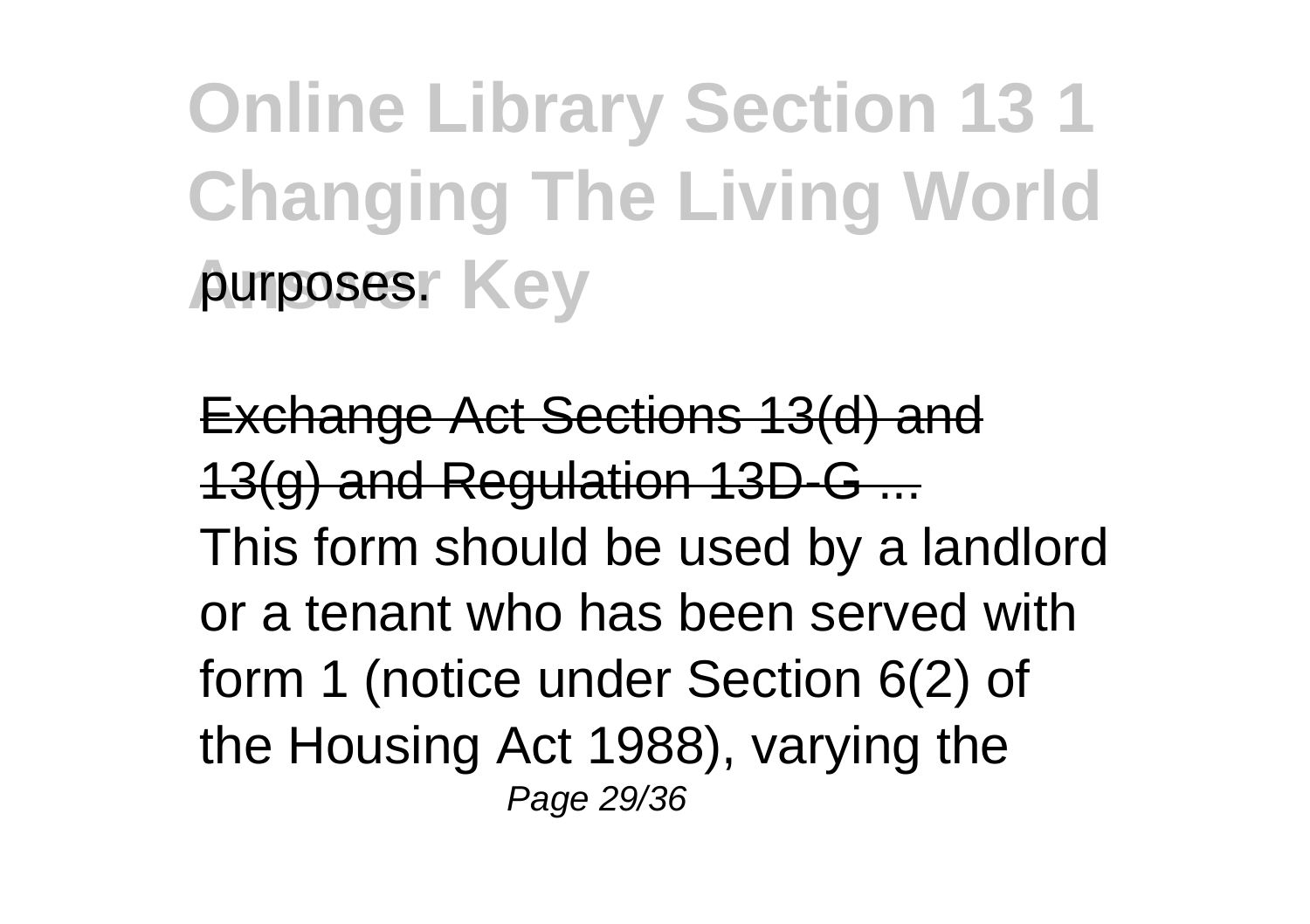purposes.

Exchange Act Sections 13(d) and 13(g) and Regulation 13D-G ...

This form should be used by a landlord or a tenant who has been served with form 1 (notice under Section 6(2) of the Housing Act 1988), varying the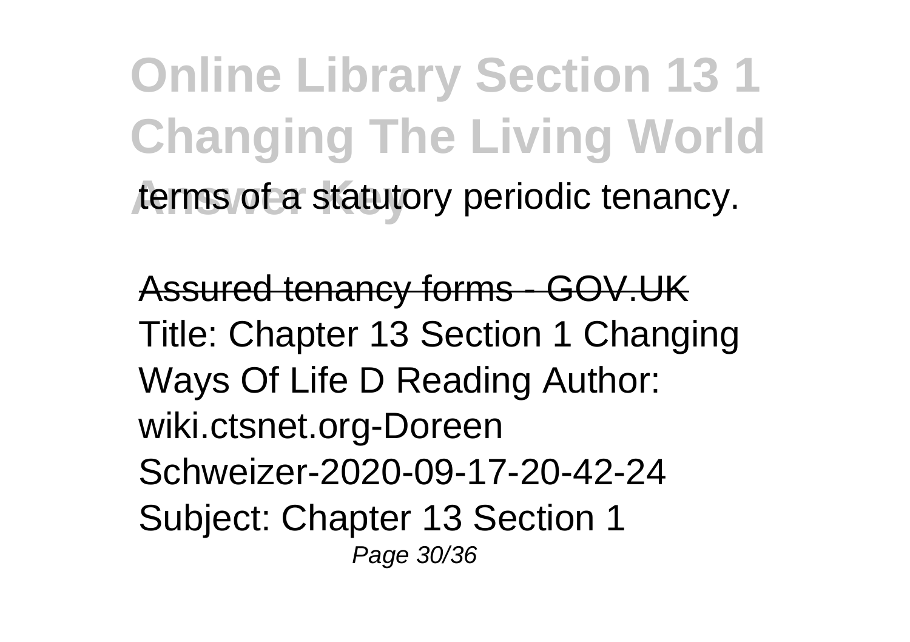terms of a statutory periodic tenancy.

Assured tenancy forms - GOV.UK
Title: Chapter 13 Section 1 Changing Ways Of Life D Reading Author: wiki.ctsnet.org-Doreen Schweizer-2020-09-17-20-42-24 Subject: Chapter 13 Section 1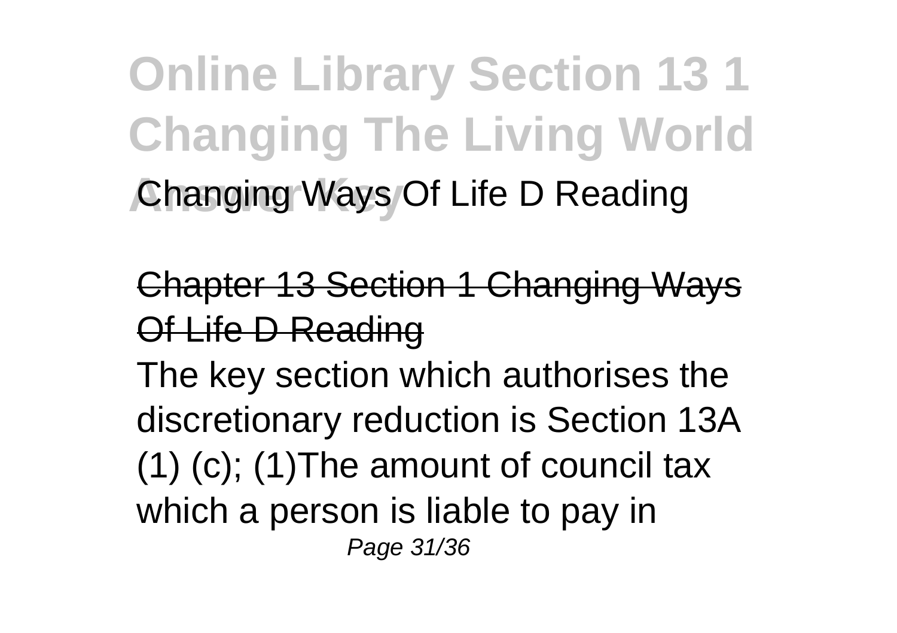Changing Ways Of Life D Reading

## Chapter 13 Section 1 Changing Ways Of Life D Reading

The key section which authorises the discretionary reduction is Section 13A (1) (c); (1)The amount of council tax which a person is liable to pay in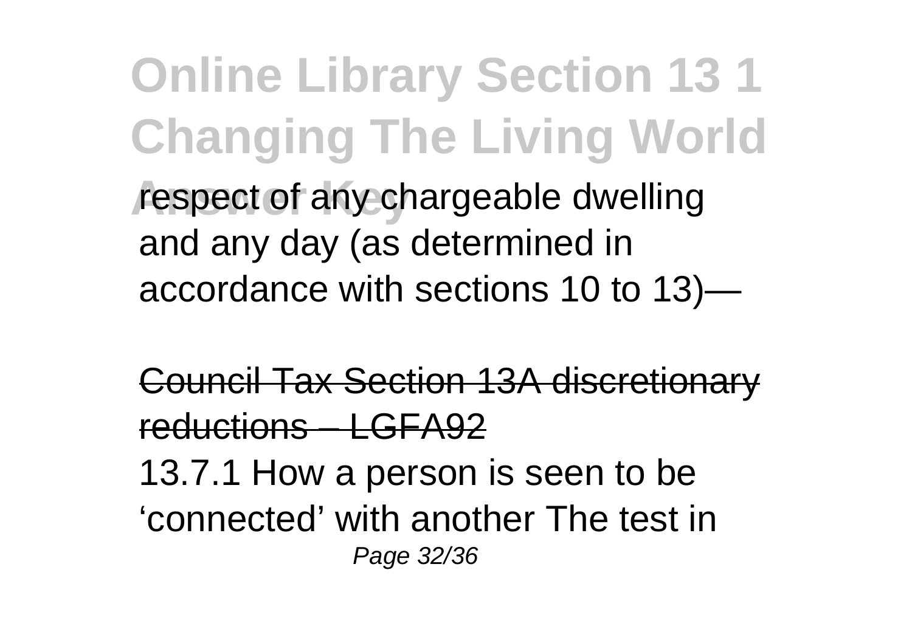respect of any chargeable dwelling and any day (as determined in accordance with sections 10 to 13)—

Council Tax Section 13A discretionary reductions – LGFA92

13.7.1 How a person is seen to be 'connected' with another The test in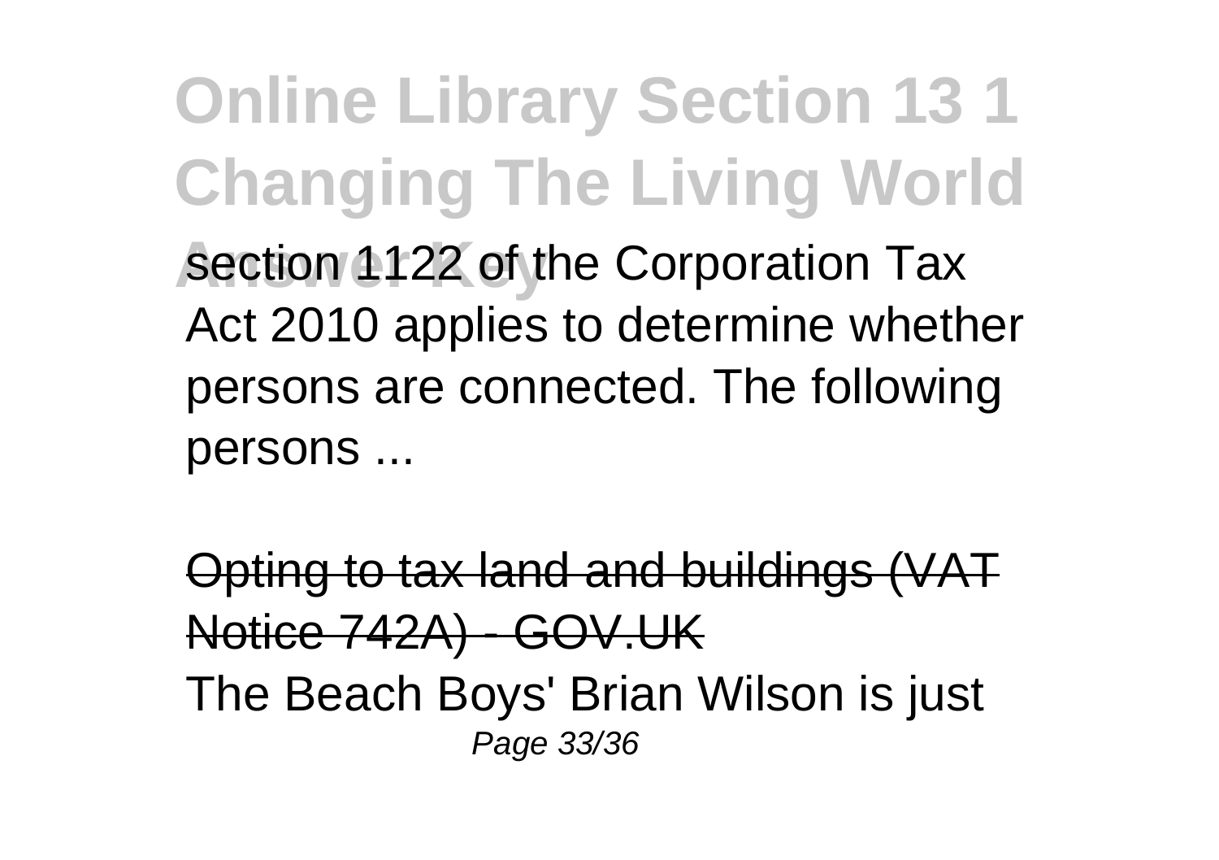section 1122 of the Corporation Tax Act 2010 applies to determine whether persons are connected. The following persons ...

Opting to tax land and buildings (VAT Notice 742A) - GOV.UK

The Beach Boys' Brian Wilson is just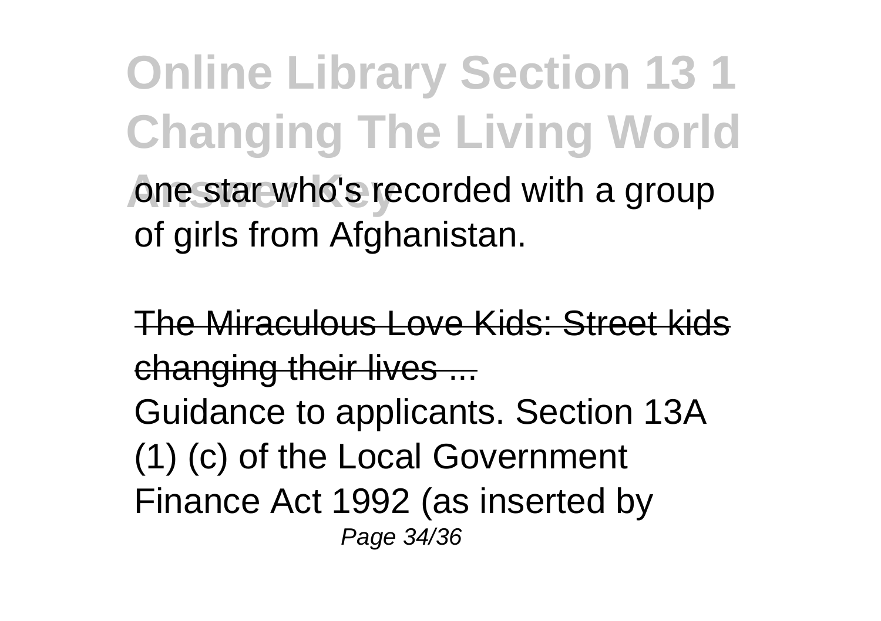one star who's recorded with a group of girls from Afghanistan.

The Miraculous Love Kids: Street kids changing their lives ...

Guidance to applicants. Section 13A (1) (c) of the Local Government Finance Act 1992 (as inserted by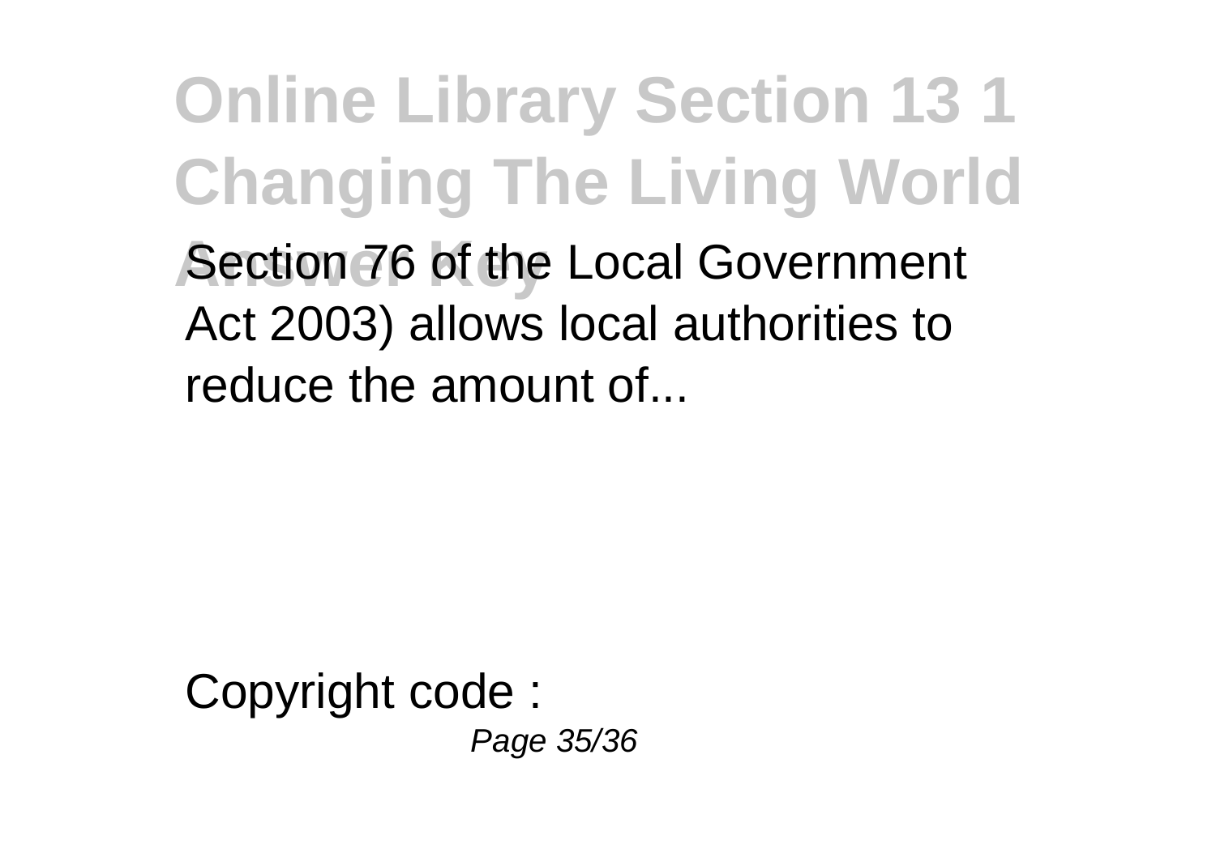Section 76 of the Local Government Act 2003) allows local authorities to reduce the amount of...

Copyright code :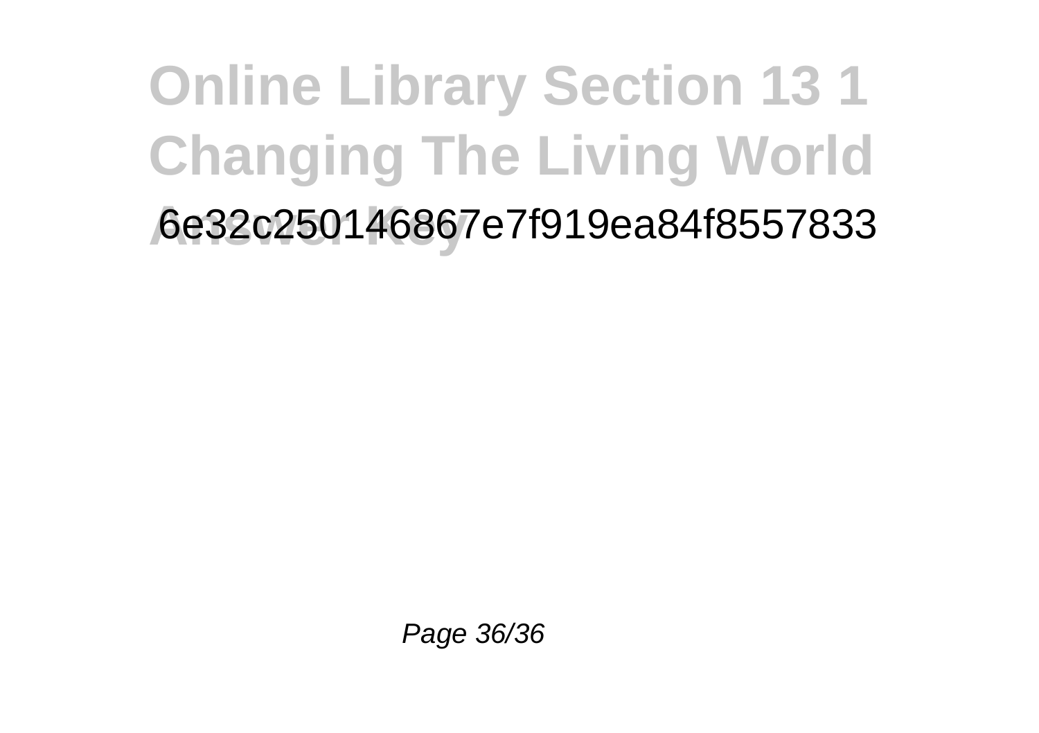6e32c250146867e7f919ea84f8557833